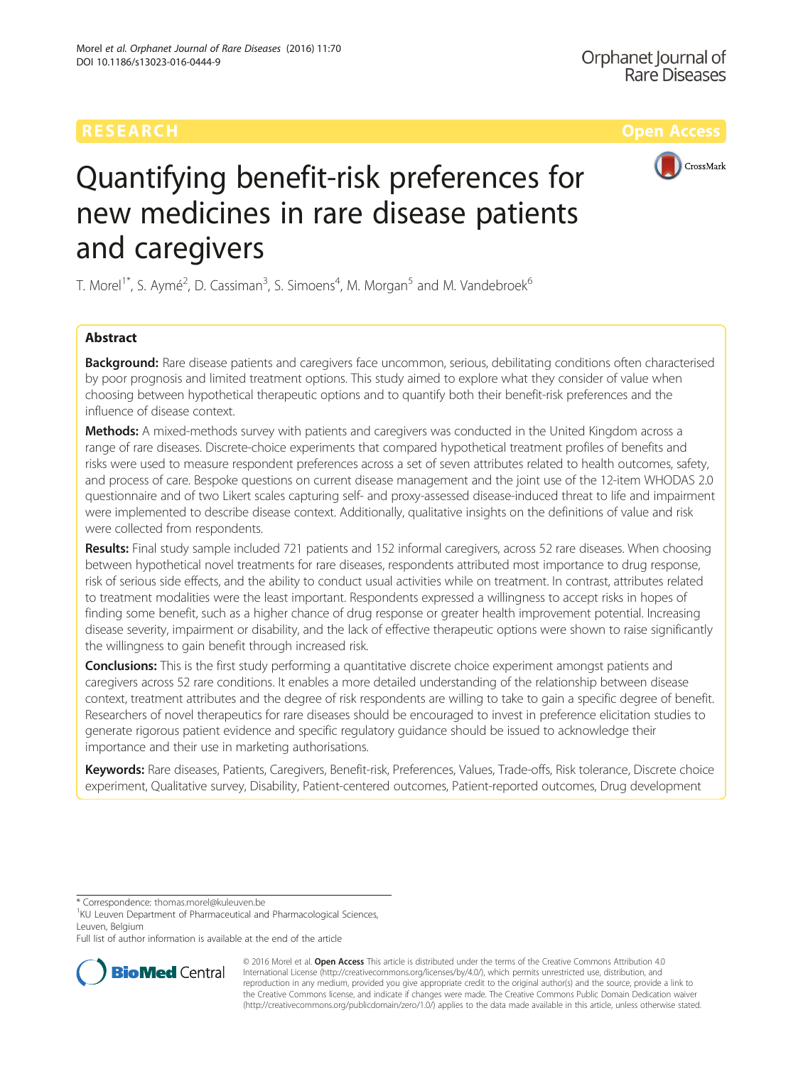RESEARCH Open Access

# Quantifying benefit-risk preferences for new medicines in rare disease patients and caregivers

T. Morel[1*], S. Aymé[2], D. Cassiman[3], S. Simoens[4], M. Morgan[5] and M. Vandebroek[6]

## Abstract

**Background:** Rare disease patients and caregivers face uncommon, serious, debilitating conditions often characterised by poor prognosis and limited treatment options. This study aimed to explore what they consider of value when choosing between hypothetical therapeutic options and to quantify both their benefit-risk preferences and the influence of disease context.

**Methods:** A mixed-methods survey with patients and caregivers was conducted in the United Kingdom across a range of rare diseases. Discrete-choice experiments that compared hypothetical treatment profiles of benefits and risks were used to measure respondent preferences across a set of seven attributes related to health outcomes, safety, and process of care. Bespoke questions on current disease management and the joint use of the 12-item WHODAS 2.0 questionnaire and of two Likert scales capturing self- and proxy-assessed disease-induced threat to life and impairment were implemented to describe disease context. Additionally, qualitative insights on the definitions of value and risk were collected from respondents.

**Results:** Final study sample included 721 patients and 152 informal caregivers, across 52 rare diseases. When choosing between hypothetical novel treatments for rare diseases, respondents attributed most importance to drug response, risk of serious side effects, and the ability to conduct usual activities while on treatment. In contrast, attributes related to treatment modalities were the least important. Respondents expressed a willingness to accept risks in hopes of finding some benefit, such as a higher chance of drug response or greater health improvement potential. Increasing disease severity, impairment or disability, and the lack of effective therapeutic options were shown to raise significantly the willingness to gain benefit through increased risk.

**Conclusions:** This is the first study performing a quantitative discrete choice experiment amongst patients and caregivers across 52 rare conditions. It enables a more detailed understanding of the relationship between disease context, treatment attributes and the degree of risk respondents are willing to take to gain a specific degree of benefit. Researchers of novel therapeutics for rare diseases should be encouraged to invest in preference elicitation studies to generate rigorous patient evidence and specific regulatory guidance should be issued to acknowledge their importance and their use in marketing authorisations.

**Keywords:** Rare diseases, Patients, Caregivers, Benefit-risk, Preferences, Values, Trade-offs, Risk tolerance, Discrete choice experiment, Qualitative survey, Disability, Patient-centered outcomes, Patient-reported outcomes, Drug development

\* Correspondence: thomas.morel@kuleuven.be

[1]KU Leuven Department of Pharmaceutical and Pharmacological Sciences, Leuven, Belgium

Full list of author information is available at the end of the article

© 2016 Morel et al. **Open Access** This article is distributed under the terms of the Creative Commons Attribution 4.0 International License (http://creativecommons.org/licenses/by/4.0/), which permits unrestricted use, distribution, and reproduction in any medium, provided you give appropriate credit to the original author(s) and the source, provide a link to the Creative Commons license, and indicate if changes were made. The Creative Commons Public Domain Dedication waiver (http://creativecommons.org/publicdomain/zero/1.0/) applies to the data made available in this article, unless otherwise stated.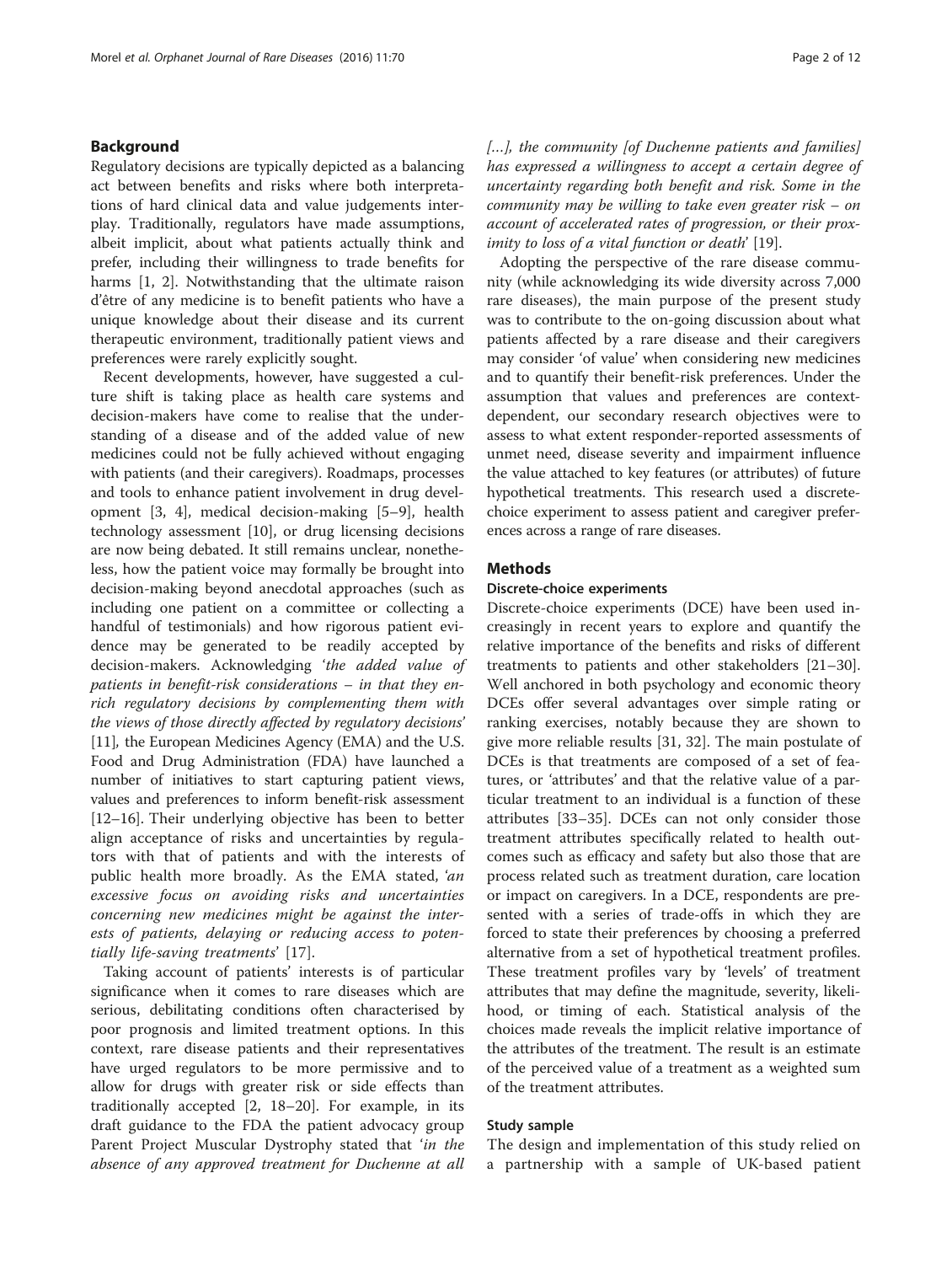## Background

Regulatory decisions are typically depicted as a balancing act between benefits and risks where both interpretations of hard clinical data and value judgements interplay. Traditionally, regulators have made assumptions, albeit implicit, about what patients actually think and prefer, including their willingness to trade benefits for harms [1, 2]. Notwithstanding that the ultimate raison d'être of any medicine is to benefit patients who have a unique knowledge about their disease and its current therapeutic environment, traditionally patient views and preferences were rarely explicitly sought.

Recent developments, however, have suggested a culture shift is taking place as health care systems and decision-makers have come to realise that the understanding of a disease and of the added value of new medicines could not be fully achieved without engaging with patients (and their caregivers). Roadmaps, processes and tools to enhance patient involvement in drug development [3, 4], medical decision-making [5–9], health technology assessment [10], or drug licensing decisions are now being debated. It still remains unclear, nonetheless, how the patient voice may formally be brought into decision-making beyond anecdotal approaches (such as including one patient on a committee or collecting a handful of testimonials) and how rigorous patient evidence may be generated to be readily accepted by decision-makers. Acknowledging '*the added value of patients in benefit-risk considerations – in that they enrich regulatory decisions by complementing them with the views of those directly affected by regulatory decisions*' [11], the European Medicines Agency (EMA) and the U.S. Food and Drug Administration (FDA) have launched a number of initiatives to start capturing patient views, values and preferences to inform benefit-risk assessment [12–16]. Their underlying objective has been to better align acceptance of risks and uncertainties by regulators with that of patients and with the interests of public health more broadly. As the EMA stated, '*an excessive focus on avoiding risks and uncertainties concerning new medicines might be against the interests of patients, delaying or reducing access to potentially life-saving treatments*' [17].

Taking account of patients' interests is of particular significance when it comes to rare diseases which are serious, debilitating conditions often characterised by poor prognosis and limited treatment options. In this context, rare disease patients and their representatives have urged regulators to be more permissive and to allow for drugs with greater risk or side effects than traditionally accepted [2, 18–20]. For example, in its draft guidance to the FDA the patient advocacy group Parent Project Muscular Dystrophy stated that '*in the absence of any approved treatment for Duchenne at all […], the community [of Duchenne patients and families] has expressed a willingness to accept a certain degree of uncertainty regarding both benefit and risk. Some in the community may be willing to take even greater risk – on account of accelerated rates of progression, or their proximity to loss of a vital function or death*' [19].

Adopting the perspective of the rare disease community (while acknowledging its wide diversity across 7,000 rare diseases), the main purpose of the present study was to contribute to the on-going discussion about what patients affected by a rare disease and their caregivers may consider 'of value' when considering new medicines and to quantify their benefit-risk preferences. Under the assumption that values and preferences are context-dependent, our secondary research objectives were to assess to what extent responder-reported assessments of unmet need, disease severity and impairment influence the value attached to key features (or attributes) of future hypothetical treatments. This research used a discrete-choice experiment to assess patient and caregiver preferences across a range of rare diseases.

## Methods

### Discrete-choice experiments

Discrete-choice experiments (DCE) have been used increasingly in recent years to explore and quantify the relative importance of the benefits and risks of different treatments to patients and other stakeholders [21–30]. Well anchored in both psychology and economic theory DCEs offer several advantages over simple rating or ranking exercises, notably because they are shown to give more reliable results [31, 32]. The main postulate of DCEs is that treatments are composed of a set of features, or 'attributes' and that the relative value of a particular treatment to an individual is a function of these attributes [33–35]. DCEs can not only consider those treatment attributes specifically related to health outcomes such as efficacy and safety but also those that are process related such as treatment duration, care location or impact on caregivers. In a DCE, respondents are presented with a series of trade-offs in which they are forced to state their preferences by choosing a preferred alternative from a set of hypothetical treatment profiles. These treatment profiles vary by 'levels' of treatment attributes that may define the magnitude, severity, likelihood, or timing of each. Statistical analysis of the choices made reveals the implicit relative importance of the attributes of the treatment. The result is an estimate of the perceived value of a treatment as a weighted sum of the treatment attributes.

### Study sample

The design and implementation of this study relied on a partnership with a sample of UK-based patient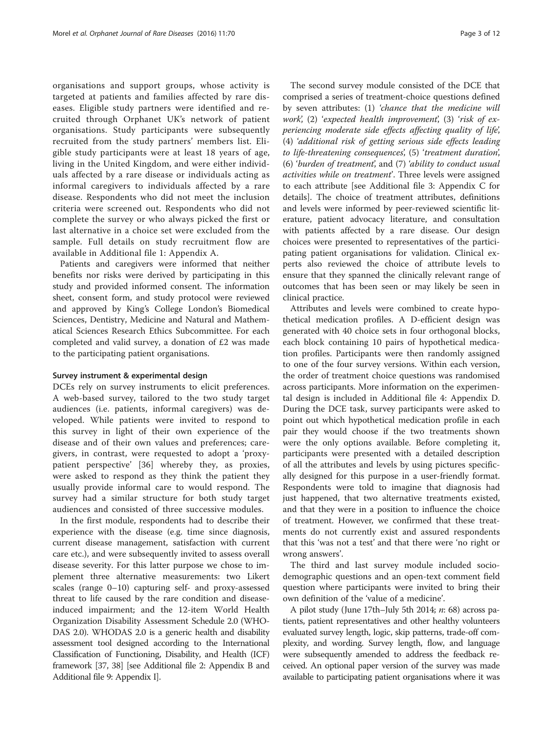organisations and support groups, whose activity is targeted at patients and families affected by rare diseases. Eligible study partners were identified and recruited through Orphanet UK's network of patient organisations. Study participants were subsequently recruited from the study partners' members list. Eligible study participants were at least 18 years of age, living in the United Kingdom, and were either individuals affected by a rare disease or individuals acting as informal caregivers to individuals affected by a rare disease. Respondents who did not meet the inclusion criteria were screened out. Respondents who did not complete the survey or who always picked the first or last alternative in a choice set were excluded from the sample. Full details on study recruitment flow are available in Additional file 1: Appendix A.

Patients and caregivers were informed that neither benefits nor risks were derived by participating in this study and provided informed consent. The information sheet, consent form, and study protocol were reviewed and approved by King's College London's Biomedical Sciences, Dentistry, Medicine and Natural and Mathematical Sciences Research Ethics Subcommittee. For each completed and valid survey, a donation of £2 was made to the participating patient organisations.

### Survey instrument & experimental design

DCEs rely on survey instruments to elicit preferences. A web-based survey, tailored to the two study target audiences (i.e. patients, informal caregivers) was developed. While patients were invited to respond to this survey in light of their own experience of the disease and of their own values and preferences; caregivers, in contrast, were requested to adopt a 'proxy-patient perspective' [36] whereby they, as proxies, were asked to respond as they think the patient they usually provide informal care to would respond. The survey had a similar structure for both study target audiences and consisted of three successive modules.

In the first module, respondents had to describe their experience with the disease (e.g. time since diagnosis, current disease management, satisfaction with current care etc.), and were subsequently invited to assess overall disease severity. For this latter purpose we chose to implement three alternative measurements: two Likert scales (range 0–10) capturing self- and proxy-assessed threat to life caused by the rare condition and disease-induced impairment; and the 12-item World Health Organization Disability Assessment Schedule 2.0 (WHODAS 2.0). WHODAS 2.0 is a generic health and disability assessment tool designed according to the International Classification of Functioning, Disability, and Health (ICF) framework [37, 38] [see Additional file 2: Appendix B and Additional file 9: Appendix I].

The second survey module consisted of the DCE that comprised a series of treatment-choice questions defined by seven attributes: (1) *'chance that the medicine will work'*, (2) *'expected health improvement'*, (3) *'risk of experiencing moderate side effects affecting quality of life'*, (4) *'additional risk of getting serious side effects leading to life-threatening consequences'*, (5) *'treatment duration'*, (6) *'burden of treatment'*, and (7) *'ability to conduct usual activities while on treatment'*. Three levels were assigned to each attribute [see Additional file 3: Appendix C for details]. The choice of treatment attributes, definitions and levels were informed by peer-reviewed scientific literature, patient advocacy literature, and consultation with patients affected by a rare disease. Our design choices were presented to representatives of the participating patient organisations for validation. Clinical experts also reviewed the choice of attribute levels to ensure that they spanned the clinically relevant range of outcomes that has been seen or may likely be seen in clinical practice.

Attributes and levels were combined to create hypothetical medication profiles. A D-efficient design was generated with 40 choice sets in four orthogonal blocks, each block containing 10 pairs of hypothetical medication profiles. Participants were then randomly assigned to one of the four survey versions. Within each version, the order of treatment choice questions was randomised across participants. More information on the experimental design is included in Additional file 4: Appendix D. During the DCE task, survey participants were asked to point out which hypothetical medication profile in each pair they would choose if the two treatments shown were the only options available. Before completing it, participants were presented with a detailed description of all the attributes and levels by using pictures specifically designed for this purpose in a user-friendly format. Respondents were told to imagine that diagnosis had just happened, that two alternative treatments existed, and that they were in a position to influence the choice of treatment. However, we confirmed that these treatments do not currently exist and assured respondents that this 'was not a test' and that there were 'no right or wrong answers'.

The third and last survey module included socio-demographic questions and an open-text comment field question where participants were invited to bring their own definition of the 'value of a medicine'.

A pilot study (June 17th–July 5th 2014; *n*: 68) across patients, patient representatives and other healthy volunteers evaluated survey length, logic, skip patterns, trade-off complexity, and wording. Survey length, flow, and language were subsequently amended to address the feedback received. An optional paper version of the survey was made available to participating patient organisations where it was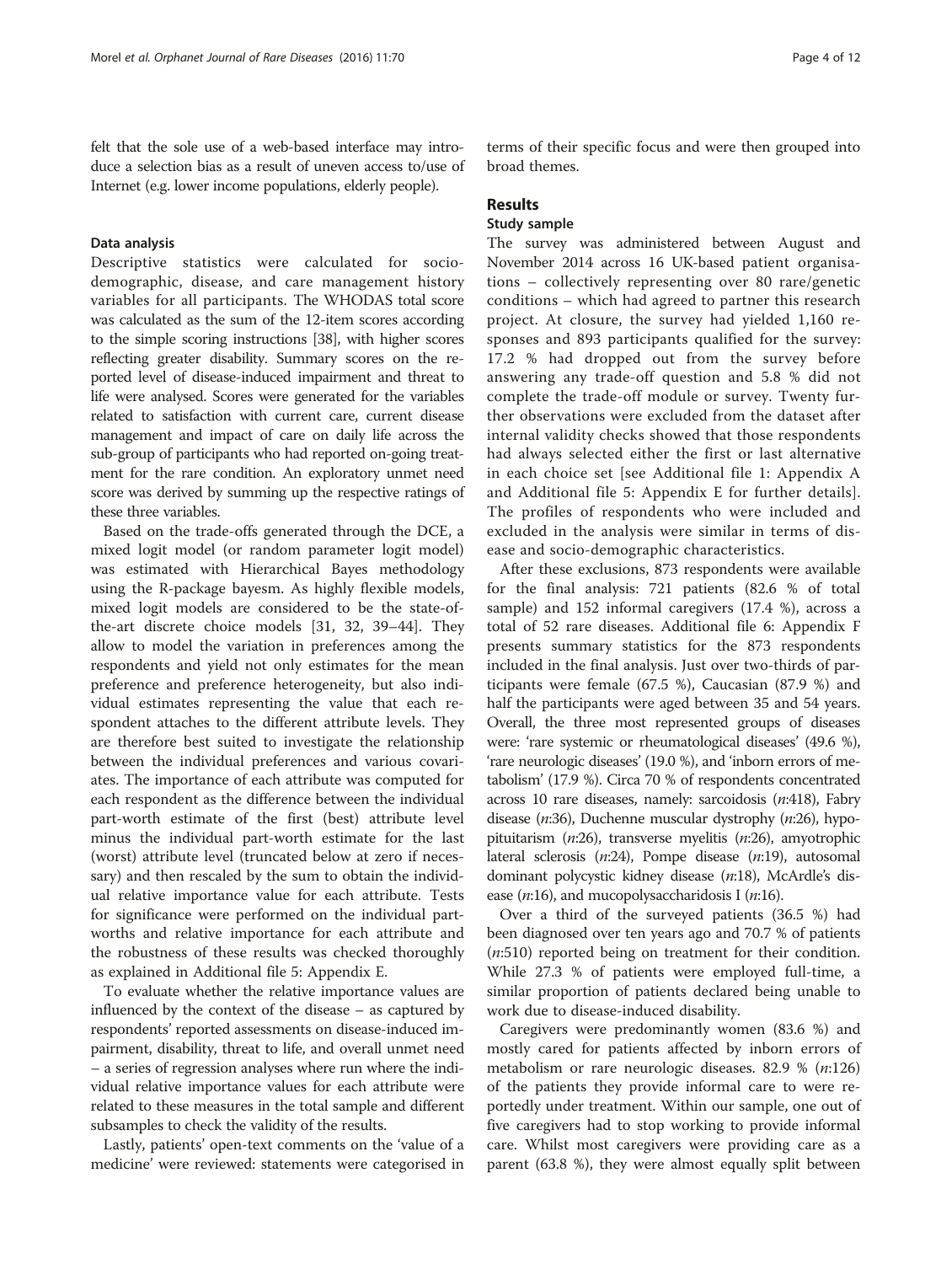felt that the sole use of a web-based interface may introduce a selection bias as a result of uneven access to/use of Internet (e.g. lower income populations, elderly people).

### Data analysis

Descriptive statistics were calculated for socio-demographic, disease, and care management history variables for all participants. The WHODAS total score was calculated as the sum of the 12-item scores according to the simple scoring instructions [38], with higher scores reflecting greater disability. Summary scores on the reported level of disease-induced impairment and threat to life were analysed. Scores were generated for the variables related to satisfaction with current care, current disease management and impact of care on daily life across the sub-group of participants who had reported on-going treatment for the rare condition. An exploratory unmet need score was derived by summing up the respective ratings of these three variables.

Based on the trade-offs generated through the DCE, a mixed logit model (or random parameter logit model) was estimated with Hierarchical Bayes methodology using the R-package bayesm. As highly flexible models, mixed logit models are considered to be the state-of-the-art discrete choice models [31, 32, 39–44]. They allow to model the variation in preferences among the respondents and yield not only estimates for the mean preference and preference heterogeneity, but also individual estimates representing the value that each respondent attaches to the different attribute levels. They are therefore best suited to investigate the relationship between the individual preferences and various covariates. The importance of each attribute was computed for each respondent as the difference between the individual part-worth estimate of the first (best) attribute level minus the individual part-worth estimate for the last (worst) attribute level (truncated below at zero if necessary) and then rescaled by the sum to obtain the individual relative importance value for each attribute. Tests for significance were performed on the individual part-worths and relative importance for each attribute and the robustness of these results was checked thoroughly as explained in Additional file 5: Appendix E.

To evaluate whether the relative importance values are influenced by the context of the disease – as captured by respondents' reported assessments on disease-induced impairment, disability, threat to life, and overall unmet need – a series of regression analyses where run where the individual relative importance values for each attribute were related to these measures in the total sample and different subsamples to check the validity of the results.

Lastly, patients' open-text comments on the 'value of a medicine' were reviewed: statements were categorised in terms of their specific focus and were then grouped into broad themes.

## Results

### Study sample

The survey was administered between August and November 2014 across 16 UK-based patient organisations – collectively representing over 80 rare/genetic conditions – which had agreed to partner this research project. At closure, the survey had yielded 1,160 responses and 893 participants qualified for the survey: 17.2 % had dropped out from the survey before answering any trade-off question and 5.8 % did not complete the trade-off module or survey. Twenty further observations were excluded from the dataset after internal validity checks showed that those respondents had always selected either the first or last alternative in each choice set [see Additional file 1: Appendix A and Additional file 5: Appendix E for further details]. The profiles of respondents who were included and excluded in the analysis were similar in terms of disease and socio-demographic characteristics.

After these exclusions, 873 respondents were available for the final analysis: 721 patients (82.6 % of total sample) and 152 informal caregivers (17.4 %), across a total of 52 rare diseases. Additional file 6: Appendix F presents summary statistics for the 873 respondents included in the final analysis. Just over two-thirds of participants were female (67.5 %), Caucasian (87.9 %) and half the participants were aged between 35 and 54 years. Overall, the three most represented groups of diseases were: 'rare systemic or rheumatological diseases' (49.6 %), 'rare neurologic diseases' (19.0 %), and 'inborn errors of metabolism' (17.9 %). Circa 70 % of respondents concentrated across 10 rare diseases, namely: sarcoidosis (*n*:418), Fabry disease (*n*:36), Duchenne muscular dystrophy (*n*:26), hypopituitarism (*n*:26), transverse myelitis (*n*:26), amyotrophic lateral sclerosis (*n*:24), Pompe disease (*n*:19), autosomal dominant polycystic kidney disease (*n*:18), McArdle's disease (*n*:16), and mucopolysaccharidosis I (*n*:16).

Over a third of the surveyed patients (36.5 %) had been diagnosed over ten years ago and 70.7 % of patients (*n*:510) reported being on treatment for their condition. While 27.3 % of patients were employed full-time, a similar proportion of patients declared being unable to work due to disease-induced disability.

Caregivers were predominantly women (83.6 %) and mostly cared for patients affected by inborn errors of metabolism or rare neurologic diseases. 82.9 % (*n*:126) of the patients they provide informal care to were reportedly under treatment. Within our sample, one out of five caregivers had to stop working to provide informal care. Whilst most caregivers were providing care as a parent (63.8 %), they were almost equally split between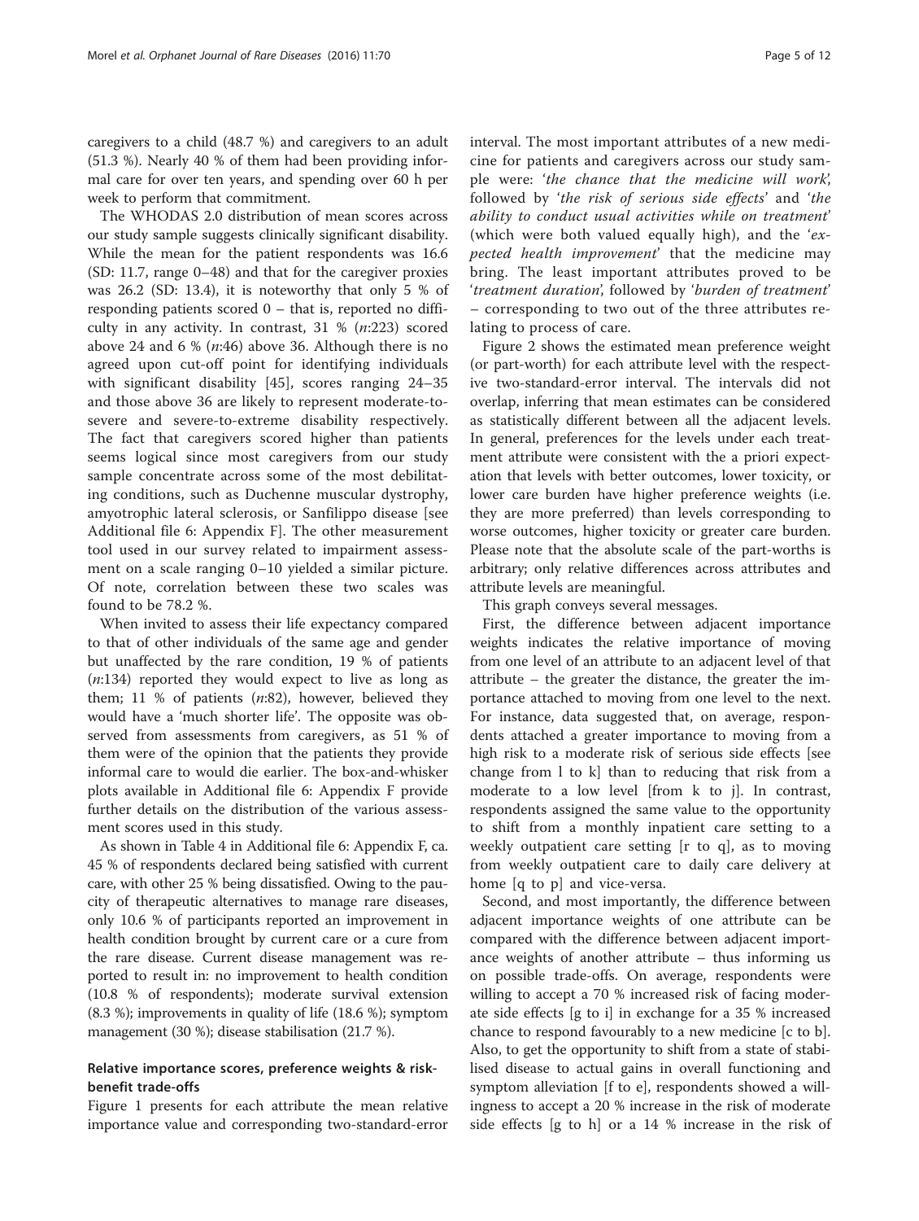caregivers to a child (48.7 %) and caregivers to an adult (51.3 %). Nearly 40 % of them had been providing informal care for over ten years, and spending over 60 h per week to perform that commitment.

The WHODAS 2.0 distribution of mean scores across our study sample suggests clinically significant disability. While the mean for the patient respondents was 16.6 (SD: 11.7, range 0–48) and that for the caregiver proxies was 26.2 (SD: 13.4), it is noteworthy that only 5 % of responding patients scored 0 – that is, reported no difficulty in any activity. In contrast, 31 % (*n*:223) scored above 24 and 6 % (*n*:46) above 36. Although there is no agreed upon cut-off point for identifying individuals with significant disability [45], scores ranging 24–35 and those above 36 are likely to represent moderate-to-severe and severe-to-extreme disability respectively. The fact that caregivers scored higher than patients seems logical since most caregivers from our study sample concentrate across some of the most debilitating conditions, such as Duchenne muscular dystrophy, amyotrophic lateral sclerosis, or Sanfilippo disease [see Additional file 6: Appendix F]. The other measurement tool used in our survey related to impairment assessment on a scale ranging 0–10 yielded a similar picture. Of note, correlation between these two scales was found to be 78.2 %.

When invited to assess their life expectancy compared to that of other individuals of the same age and gender but unaffected by the rare condition, 19 % of patients (*n*:134) reported they would expect to live as long as them; 11 % of patients (*n*:82), however, believed they would have a 'much shorter life'. The opposite was observed from assessments from caregivers, as 51 % of them were of the opinion that the patients they provide informal care to would die earlier. The box-and-whisker plots available in Additional file 6: Appendix F provide further details on the distribution of the various assessment scores used in this study.

As shown in Table 4 in Additional file 6: Appendix F, ca. 45 % of respondents declared being satisfied with current care, with other 25 % being dissatisfied. Owing to the paucity of therapeutic alternatives to manage rare diseases, only 10.6 % of participants reported an improvement in health condition brought by current care or a cure from the rare disease. Current disease management was reported to result in: no improvement to health condition (10.8 % of respondents); moderate survival extension (8.3 %); improvements in quality of life (18.6 %); symptom management (30 %); disease stabilisation (21.7 %).

### Relative importance scores, preference weights & risk-benefit trade-offs

Figure 1 presents for each attribute the mean relative importance value and corresponding two-standard-error interval. The most important attributes of a new medicine for patients and caregivers across our study sample were: '*the chance that the medicine will work*', followed by '*the risk of serious side effects*' and '*the ability to conduct usual activities while on treatment*' (which were both valued equally high), and the '*expected health improvement*' that the medicine may bring. The least important attributes proved to be '*treatment duration*', followed by '*burden of treatment*' – corresponding to two out of the three attributes relating to process of care.

Figure 2 shows the estimated mean preference weight (or part-worth) for each attribute level with the respective two-standard-error interval. The intervals did not overlap, inferring that mean estimates can be considered as statistically different between all the adjacent levels. In general, preferences for the levels under each treatment attribute were consistent with the a priori expectation that levels with better outcomes, lower toxicity, or lower care burden have higher preference weights (i.e. they are more preferred) than levels corresponding to worse outcomes, higher toxicity or greater care burden. Please note that the absolute scale of the part-worths is arbitrary; only relative differences across attributes and attribute levels are meaningful.

This graph conveys several messages.

First, the difference between adjacent importance weights indicates the relative importance of moving from one level of an attribute to an adjacent level of that attribute – the greater the distance, the greater the importance attached to moving from one level to the next. For instance, data suggested that, on average, respondents attached a greater importance to moving from a high risk to a moderate risk of serious side effects [see change from l to k] than to reducing that risk from a moderate to a low level [from k to j]. In contrast, respondents assigned the same value to the opportunity to shift from a monthly inpatient care setting to a weekly outpatient care setting [r to q], as to moving from weekly outpatient care to daily care delivery at home [q to p] and vice-versa.

Second, and most importantly, the difference between adjacent importance weights of one attribute can be compared with the difference between adjacent importance weights of another attribute – thus informing us on possible trade-offs. On average, respondents were willing to accept a 70 % increased risk of facing moderate side effects [g to i] in exchange for a 35 % increased chance to respond favourably to a new medicine [c to b]. Also, to get the opportunity to shift from a state of stabilised disease to actual gains in overall functioning and symptom alleviation [f to e], respondents showed a willingness to accept a 20 % increase in the risk of moderate side effects [g to h] or a 14 % increase in the risk of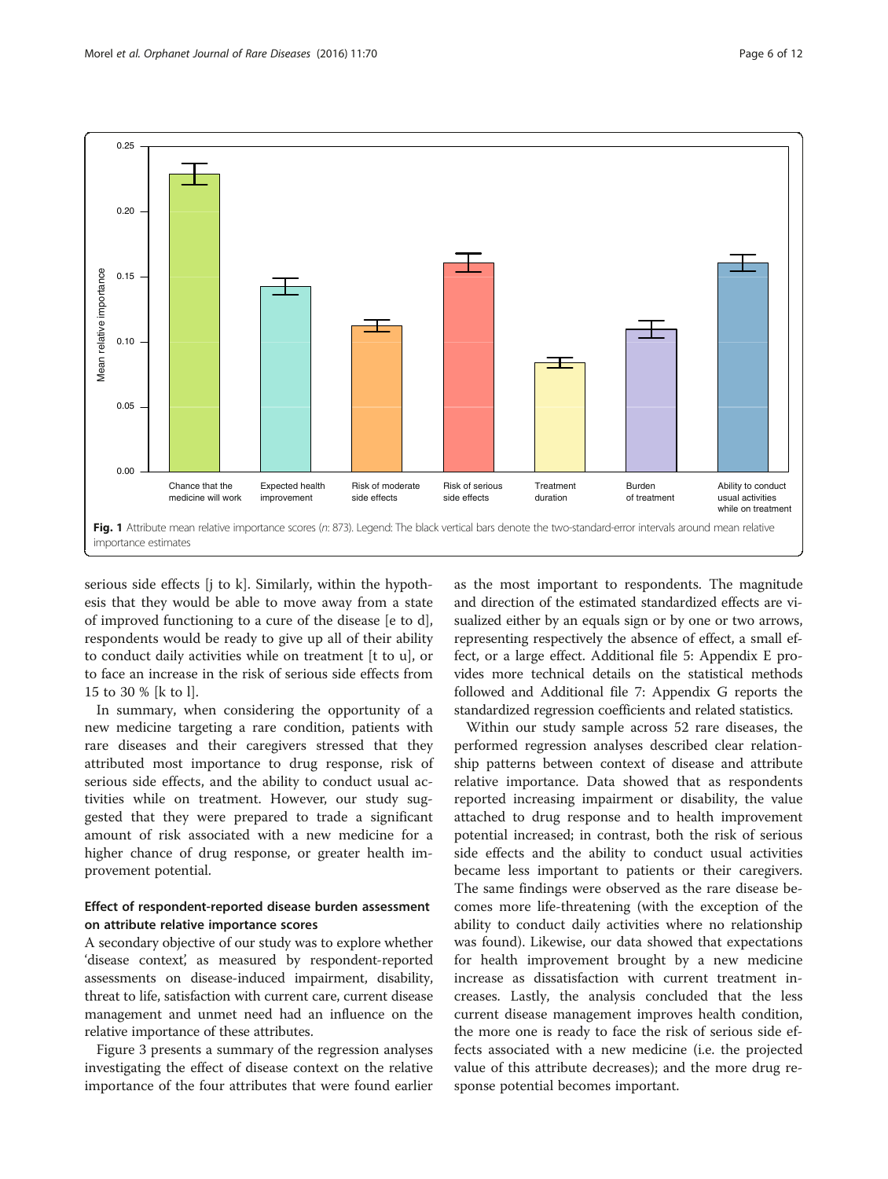0.25

0.20

0.15

0.10

0.05

0.00

Mean relative importance

Chance that the medicine will work

Expected health improvement

Risk of moderate side effects

Risk of serious side effects

Treatment duration

Burden of treatment

Ability to conduct usual activities while on treatment

**Fig. 1** Attribute mean relative importance scores (*n*: 873). Legend: The black vertical bars denote the two-standard-error intervals around mean relative importance estimates

serious side effects [j to k]. Similarly, within the hypothesis that they would be able to move away from a state of improved functioning to a cure of the disease [e to d], respondents would be ready to give up all of their ability to conduct daily activities while on treatment [t to u], or to face an increase in the risk of serious side effects from 15 to 30 % [k to l].

In summary, when considering the opportunity of a new medicine targeting a rare condition, patients with rare diseases and their caregivers stressed that they attributed most importance to drug response, risk of serious side effects, and the ability to conduct usual activities while on treatment. However, our study suggested that they were prepared to trade a significant amount of risk associated with a new medicine for a higher chance of drug response, or greater health improvement potential.

### Effect of respondent-reported disease burden assessment on attribute relative importance scores

A secondary objective of our study was to explore whether 'disease context', as measured by respondent-reported assessments on disease-induced impairment, disability, threat to life, satisfaction with current care, current disease management and unmet need had an influence on the relative importance of these attributes.

Figure 3 presents a summary of the regression analyses investigating the effect of disease context on the relative importance of the four attributes that were found earlier as the most important to respondents. The magnitude and direction of the estimated standardized effects are visualized either by an equals sign or by one or two arrows, representing respectively the absence of effect, a small effect, or a large effect. Additional file 5: Appendix E provides more technical details on the statistical methods followed and Additional file 7: Appendix G reports the standardized regression coefficients and related statistics.

Within our study sample across 52 rare diseases, the performed regression analyses described clear relationship patterns between context of disease and attribute relative importance. Data showed that as respondents reported increasing impairment or disability, the value attached to drug response and to health improvement potential increased; in contrast, both the risk of serious side effects and the ability to conduct usual activities became less important to patients or their caregivers. The same findings were observed as the rare disease becomes more life-threatening (with the exception of the ability to conduct daily activities where no relationship was found). Likewise, our data showed that expectations for health improvement brought by a new medicine increase as dissatisfaction with current treatment increases. Lastly, the analysis concluded that the less current disease management improves health condition, the more one is ready to face the risk of serious side effects associated with a new medicine (i.e. the projected value of this attribute decreases); and the more drug response potential becomes important.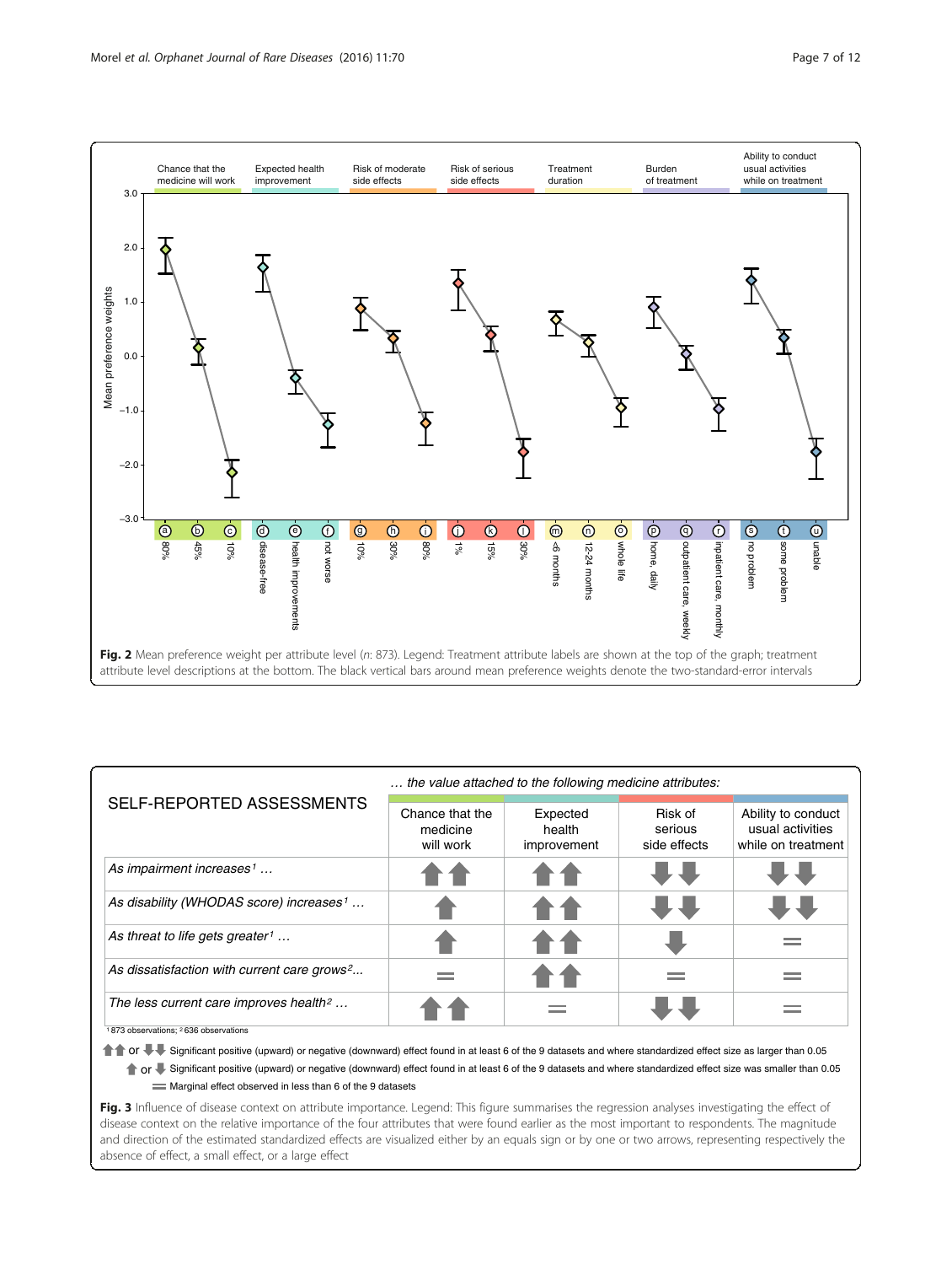Fig. 2 Mean preference weight per attribute level (*n*: 873). Legend: Treatment attribute labels are shown at the top of the graph; treatment attribute level descriptions at the bottom. The black vertical bars around mean preference weights denote the two-standard-error intervals

| SELF-REPORTED ASSESSMENTS | … the value attached to the following medicine attributes: | | | |
|---|---|---|---|---|
| | Chance that the medicine will work | Expected health improvement | Risk of serious side effects | Ability to conduct usual activities while on treatment |
| *As impairment increases*[1] … | ⬆⬆ | ⬆⬆ | ⬇⬇ | ⬇⬇ |
| *As disability (WHODAS score) increases*[1] … | ⬆ | ⬆⬆ | ⬇⬇ | ⬇⬇ |
| *As threat to life gets greater*[1] … | ⬆ | ⬆⬆ | ⬇ | = |
| *As dissatisfaction with current care grows*[2]… | = | ⬆⬆ | = | = |
| *The less current care improves health*[2] … | ⬆⬆ | = | ⬇⬇ | = |

[1] 873 observations; [2] 636 observations

⬆⬆ or ⬇⬇ Significant positive (upward) or negative (downward) effect found in at least 6 of the 9 datasets and where standardized effect size as larger than 0.05

⬆ or ⬇ Significant positive (upward) or negative (downward) effect found in at least 6 of the 9 datasets and where standardized effect size was smaller than 0.05

= Marginal effect observed in less than 6 of the 9 datasets

Fig. 3 Influence of disease context on attribute importance. Legend: This figure summarises the regression analyses investigating the effect of disease context on the relative importance of the four attributes that were found earlier as the most important to respondents. The magnitude and direction of the estimated standardized effects are visualized either by an equals sign or by one or two arrows, representing respectively the absence of effect, a small effect, or a large effect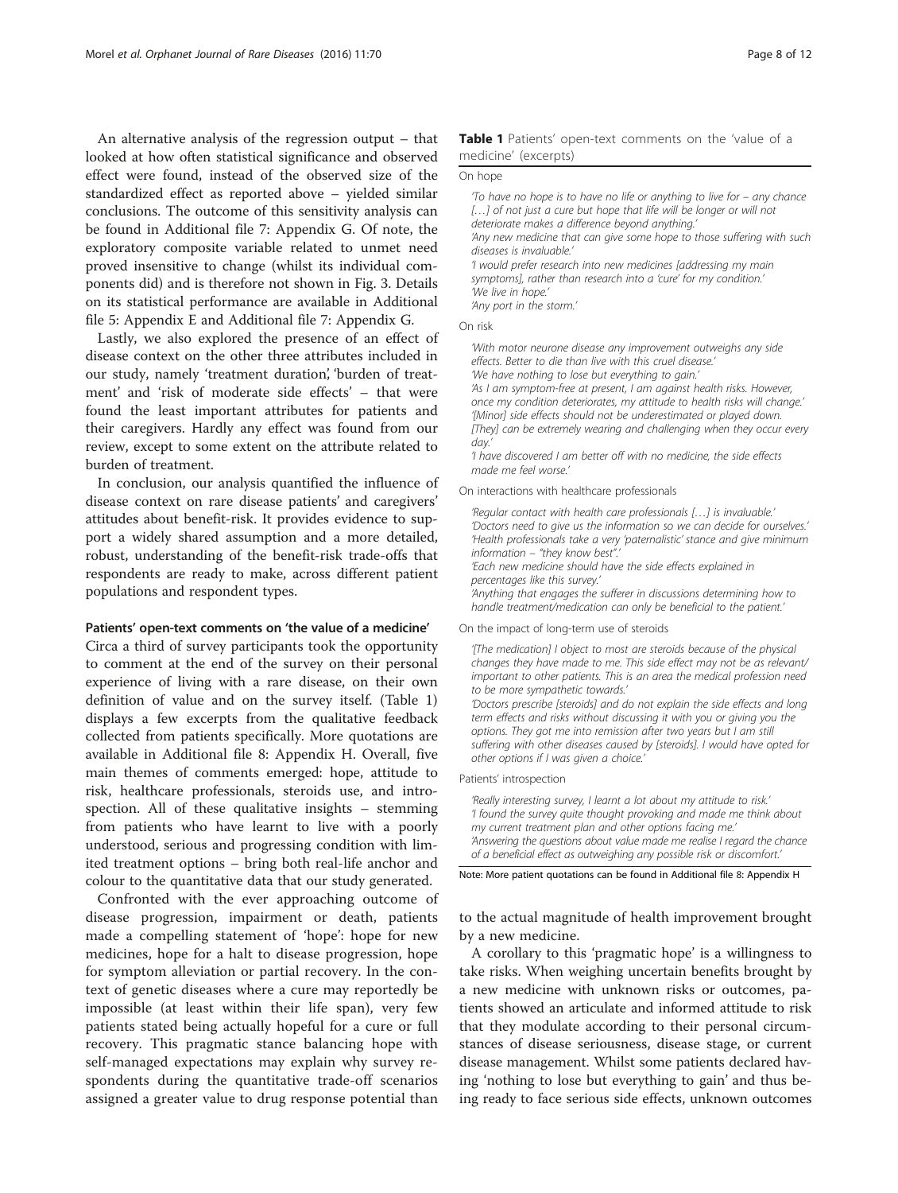An alternative analysis of the regression output – that looked at how often statistical significance and observed effect were found, instead of the observed size of the standardized effect as reported above – yielded similar conclusions. The outcome of this sensitivity analysis can be found in Additional file 7: Appendix G. Of note, the exploratory composite variable related to unmet need proved insensitive to change (whilst its individual components did) and is therefore not shown in Fig. 3. Details on its statistical performance are available in Additional file 5: Appendix E and Additional file 7: Appendix G.

Lastly, we also explored the presence of an effect of disease context on the other three attributes included in our study, namely 'treatment duration', 'burden of treatment' and 'risk of moderate side effects' – that were found the least important attributes for patients and their caregivers. Hardly any effect was found from our review, except to some extent on the attribute related to burden of treatment.

In conclusion, our analysis quantified the influence of disease context on rare disease patients' and caregivers' attitudes about benefit-risk. It provides evidence to support a widely shared assumption and a more detailed, robust, understanding of the benefit-risk trade-offs that respondents are ready to make, across different patient populations and respondent types.

### Patients' open-text comments on 'the value of a medicine'

Circa a third of survey participants took the opportunity to comment at the end of the survey on their personal experience of living with a rare disease, on their own definition of value and on the survey itself. (Table 1) displays a few excerpts from the qualitative feedback collected from patients specifically. More quotations are available in Additional file 8: Appendix H. Overall, five main themes of comments emerged: hope, attitude to risk, healthcare professionals, steroids use, and introspection. All of these qualitative insights – stemming from patients who have learnt to live with a poorly understood, serious and progressing condition with limited treatment options – bring both real-life anchor and colour to the quantitative data that our study generated.

Confronted with the ever approaching outcome of disease progression, impairment or death, patients made a compelling statement of 'hope': hope for new medicines, hope for a halt to disease progression, hope for symptom alleviation or partial recovery. In the context of genetic diseases where a cure may reportedly be impossible (at least within their life span), very few patients stated being actually hopeful for a cure or full recovery. This pragmatic stance balancing hope with self-managed expectations may explain why survey respondents during the quantitative trade-off scenarios assigned a greater value to drug response potential than to the actual magnitude of health improvement brought by a new medicine.

**Table 1** Patients' open-text comments on the 'value of a medicine' (excerpts)

| |
|---|
| On hope |
| *'To have no hope is to have no life or anything to live for – any chance […] of not just a cure but hope that life will be longer or will not deteriorate makes a difference beyond anything.'* |
| *'Any new medicine that can give some hope to those suffering with such diseases is invaluable.'* |
| *'I would prefer research into new medicines [addressing my main symptoms], rather than research into a 'cure' for my condition.'* |
| *'We live in hope.'* |
| *'Any port in the storm.'* |
| On risk |
| *'With motor neurone disease any improvement outweighs any side effects. Better to die than live with this cruel disease.'* |
| *'We have nothing to lose but everything to gain.'* |
| *'As I am symptom-free at present, I am against health risks. However, once my condition deteriorates, my attitude to health risks will change.'* |
| *'[Minor] side effects should not be underestimated or played down. [They] can be extremely wearing and challenging when they occur every day.'* |
| *'I have discovered I am better off with no medicine, the side effects made me feel worse.'* |
| On interactions with healthcare professionals |
| *'Regular contact with health care professionals […] is invaluable.'* |
| *'Doctors need to give us the information so we can decide for ourselves.'* |
| *'Health professionals take a very 'paternalistic' stance and give minimum information – "they know best".'* |
| *'Each new medicine should have the side effects explained in percentages like this survey.'* |
| *'Anything that engages the sufferer in discussions determining how to handle treatment/medication can only be beneficial to the patient.'* |
| On the impact of long-term use of steroids |
| *'[The medication] I object to most are steroids because of the physical changes they have made to me. This side effect may not be as relevant/ important to other patients. This is an area the medical profession need to be more sympathetic towards.'* |
| *'Doctors prescribe [steroids] and do not explain the side effects and long term effects and risks without discussing it with you or giving you the options. They got me into remission after two years but I am still suffering with other diseases caused by [steroids]. I would have opted for other options if I was given a choice.'* |
| Patients' introspection |
| *'Really interesting survey, I learnt a lot about my attitude to risk.'* |
| *'I found the survey quite thought provoking and made me think about my current treatment plan and other options facing me.'* |
| *'Answering the questions about value made me realise I regard the chance of a beneficial effect as outweighing any possible risk or discomfort.'* |

Note: More patient quotations can be found in Additional file 8: Appendix H

A corollary to this 'pragmatic hope' is a willingness to take risks. When weighing uncertain benefits brought by a new medicine with unknown risks or outcomes, patients showed an articulate and informed attitude to risk that they modulate according to their personal circumstances of disease seriousness, disease stage, or current disease management. Whilst some patients declared having 'nothing to lose but everything to gain' and thus being ready to face serious side effects, unknown outcomes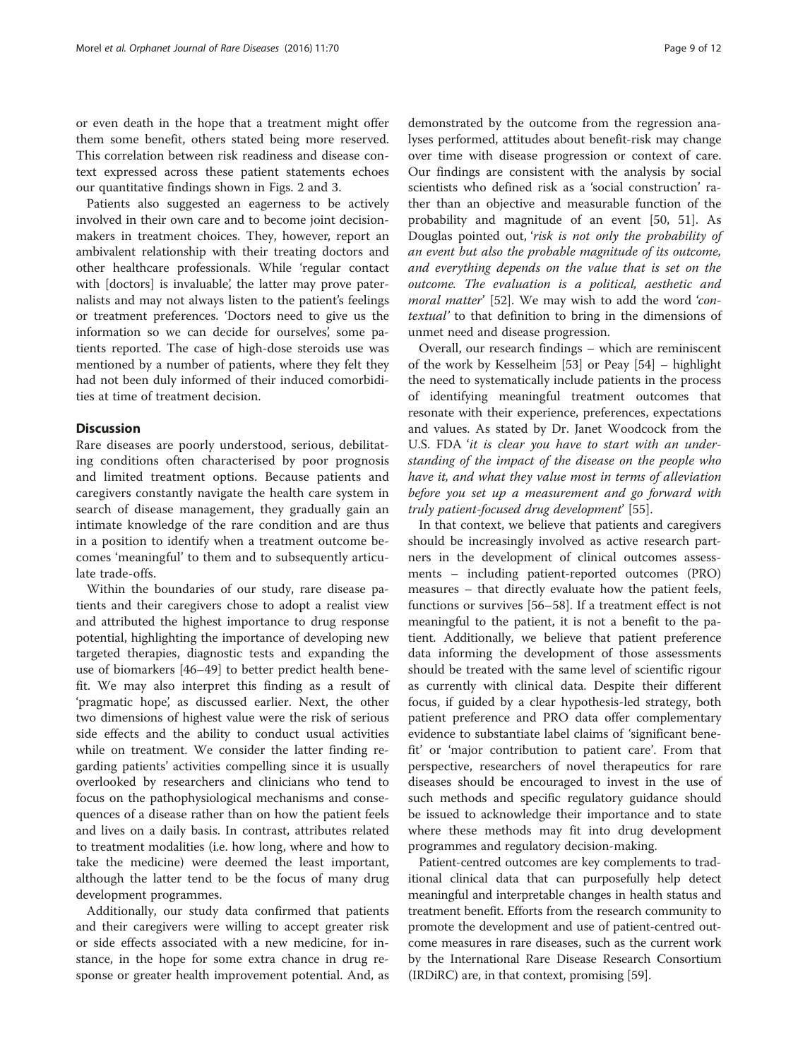or even death in the hope that a treatment might offer them some benefit, others stated being more reserved. This correlation between risk readiness and disease context expressed across these patient statements echoes our quantitative findings shown in Figs. 2 and 3.

Patients also suggested an eagerness to be actively involved in their own care and to become joint decision-makers in treatment choices. They, however, report an ambivalent relationship with their treating doctors and other healthcare professionals. While 'regular contact with [doctors] is invaluable', the latter may prove paternalists and may not always listen to the patient's feelings or treatment preferences. 'Doctors need to give us the information so we can decide for ourselves', some patients reported. The case of high-dose steroids use was mentioned by a number of patients, where they felt they had not been duly informed of their induced comorbidities at time of treatment decision.

## Discussion

Rare diseases are poorly understood, serious, debilitating conditions often characterised by poor prognosis and limited treatment options. Because patients and caregivers constantly navigate the health care system in search of disease management, they gradually gain an intimate knowledge of the rare condition and are thus in a position to identify when a treatment outcome becomes 'meaningful' to them and to subsequently articulate trade-offs.

Within the boundaries of our study, rare disease patients and their caregivers chose to adopt a realist view and attributed the highest importance to drug response potential, highlighting the importance of developing new targeted therapies, diagnostic tests and expanding the use of biomarkers [46–49] to better predict health benefit. We may also interpret this finding as a result of 'pragmatic hope', as discussed earlier. Next, the other two dimensions of highest value were the risk of serious side effects and the ability to conduct usual activities while on treatment. We consider the latter finding regarding patients' activities compelling since it is usually overlooked by researchers and clinicians who tend to focus on the pathophysiological mechanisms and consequences of a disease rather than on how the patient feels and lives on a daily basis. In contrast, attributes related to treatment modalities (i.e. how long, where and how to take the medicine) were deemed the least important, although the latter tend to be the focus of many drug development programmes.

Additionally, our study data confirmed that patients and their caregivers were willing to accept greater risk or side effects associated with a new medicine, for instance, in the hope for some extra chance in drug response or greater health improvement potential. And, as demonstrated by the outcome from the regression analyses performed, attitudes about benefit-risk may change over time with disease progression or context of care. Our findings are consistent with the analysis by social scientists who defined risk as a 'social construction' rather than an objective and measurable function of the probability and magnitude of an event [50, 51]. As Douglas pointed out, '*risk is not only the probability of an event but also the probable magnitude of its outcome, and everything depends on the value that is set on the outcome. The evaluation is a political, aesthetic and moral matter*' [52]. We may wish to add the word '*contextual*' to that definition to bring in the dimensions of unmet need and disease progression.

Overall, our research findings – which are reminiscent of the work by Kesselheim [53] or Peay [54] – highlight the need to systematically include patients in the process of identifying meaningful treatment outcomes that resonate with their experience, preferences, expectations and values. As stated by Dr. Janet Woodcock from the U.S. FDA '*it is clear you have to start with an understanding of the impact of the disease on the people who have it, and what they value most in terms of alleviation before you set up a measurement and go forward with truly patient-focused drug development*' [55].

In that context, we believe that patients and caregivers should be increasingly involved as active research partners in the development of clinical outcomes assessments – including patient-reported outcomes (PRO) measures – that directly evaluate how the patient feels, functions or survives [56–58]. If a treatment effect is not meaningful to the patient, it is not a benefit to the patient. Additionally, we believe that patient preference data informing the development of those assessments should be treated with the same level of scientific rigour as currently with clinical data. Despite their different focus, if guided by a clear hypothesis-led strategy, both patient preference and PRO data offer complementary evidence to substantiate label claims of 'significant benefit' or 'major contribution to patient care'. From that perspective, researchers of novel therapeutics for rare diseases should be encouraged to invest in the use of such methods and specific regulatory guidance should be issued to acknowledge their importance and to state where these methods may fit into drug development programmes and regulatory decision-making.

Patient-centred outcomes are key complements to traditional clinical data that can purposefully help detect meaningful and interpretable changes in health status and treatment benefit. Efforts from the research community to promote the development and use of patient-centred outcome measures in rare diseases, such as the current work by the International Rare Disease Research Consortium (IRDiRC) are, in that context, promising [59].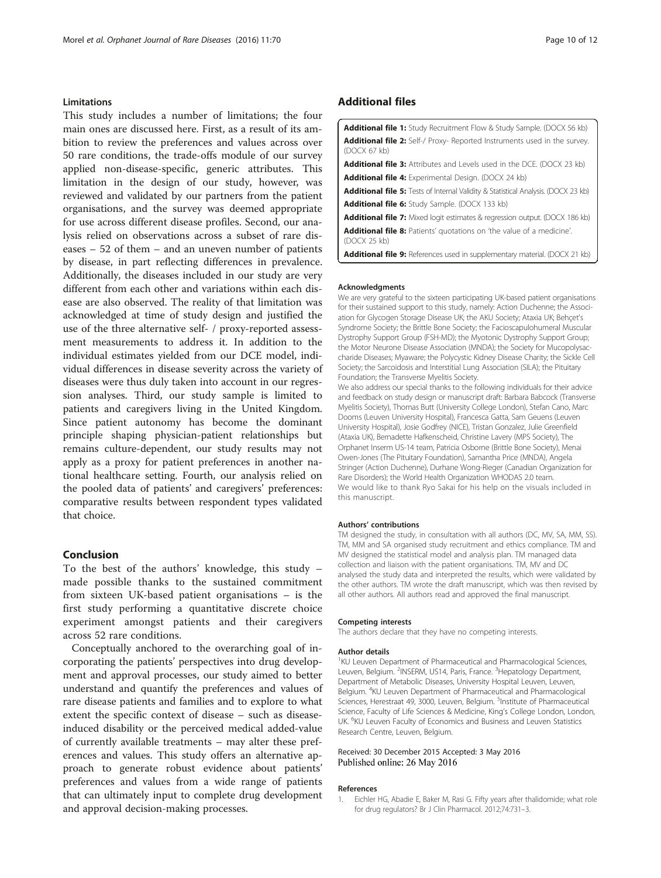### Limitations

This study includes a number of limitations; the four main ones are discussed here. First, as a result of its ambition to review the preferences and values across over 50 rare conditions, the trade-offs module of our survey applied non-disease-specific, generic attributes. This limitation in the design of our study, however, was reviewed and validated by our partners from the patient organisations, and the survey was deemed appropriate for use across different disease profiles. Second, our analysis relied on observations across a subset of rare diseases – 52 of them – and an uneven number of patients by disease, in part reflecting differences in prevalence. Additionally, the diseases included in our study are very different from each other and variations within each disease are also observed. The reality of that limitation was acknowledged at time of study design and justified the use of the three alternative self- / proxy-reported assessment measurements to address it. In addition to the individual estimates yielded from our DCE model, individual differences in disease severity across the variety of diseases were thus duly taken into account in our regression analyses. Third, our study sample is limited to patients and caregivers living in the United Kingdom. Since patient autonomy has become the dominant principle shaping physician-patient relationships but remains culture-dependent, our study results may not apply as a proxy for patient preferences in another national healthcare setting. Fourth, our analysis relied on the pooled data of patients' and caregivers' preferences: comparative results between respondent types validated that choice.

## Conclusion

To the best of the authors' knowledge, this study – made possible thanks to the sustained commitment from sixteen UK-based patient organisations – is the first study performing a quantitative discrete choice experiment amongst patients and their caregivers across 52 rare conditions.

Conceptually anchored to the overarching goal of incorporating the patients' perspectives into drug development and approval processes, our study aimed to better understand and quantify the preferences and values of rare disease patients and families and to explore to what extent the specific context of disease – such as disease-induced disability or the perceived medical added-value of currently available treatments – may alter these preferences and values. This study offers an alternative approach to generate robust evidence about patients' preferences and values from a wide range of patients that can ultimately input to complete drug development and approval decision-making processes.

## Additional files

**Additional file 1:** Study Recruitment Flow & Study Sample. (DOCX 56 kb)
**Additional file 2:** Self-/ Proxy- Reported Instruments used in the survey. (DOCX 67 kb)
**Additional file 3:** Attributes and Levels used in the DCE. (DOCX 23 kb)
**Additional file 4:** Experimental Design. (DOCX 24 kb)
**Additional file 5:** Tests of Internal Validity & Statistical Analysis. (DOCX 23 kb)
**Additional file 6:** Study Sample. (DOCX 133 kb)
**Additional file 7:** Mixed logit estimates & regression output. (DOCX 186 kb)
**Additional file 8:** Patients' quotations on 'the value of a medicine'. (DOCX 25 kb)
**Additional file 9:** References used in supplementary material. (DOCX 21 kb)

#### Acknowledgments

We are very grateful to the sixteen participating UK-based patient organisations for their sustained support to this study, namely: Action Duchenne; the Association for Glycogen Storage Disease UK; the AKU Society; Ataxia UK; Behçet's Syndrome Society; the Brittle Bone Society; the Facioscapulohumeral Muscular Dystrophy Support Group (FSH-MD); the Myotonic Dystrophy Support Group; the Motor Neurone Disease Association (MNDA); the Society for Mucopolysaccharide Diseases; Myaware; the Polycystic Kidney Disease Charity; the Sickle Cell Society; the Sarcoidosis and Interstitial Lung Association (SILA); the Pituitary Foundation; the Transverse Myelitis Society.

We also address our special thanks to the following individuals for their advice and feedback on study design or manuscript draft: Barbara Babcock (Transverse Myelitis Society), Thomas Butt (University College London), Stefan Cano, Marc Dooms (Leuven University Hospital), Francesca Gatta, Sam Geuens (Leuven University Hospital), Josie Godfrey (NICE), Tristan Gonzalez, Julie Greenfield (Ataxia UK), Bernadette Hafkenscheid, Christine Lavery (MPS Society), The Orphanet Inserm US-14 team, Patricia Osborne (Brittle Bone Society), Menai Owen-Jones (The Pituitary Foundation), Samantha Price (MNDA), Angela Stringer (Action Duchenne), Durhane Wong-Rieger (Canadian Organization for Rare Disorders); the World Health Organization WHODAS 2.0 team.

We would like to thank Ryo Sakai for his help on the visuals included in this manuscript.

#### Authors' contributions

TM designed the study, in consultation with all authors (DC, MV, SA, MM, SS). TM, MM and SA organised study recruitment and ethics compliance. TM and MV designed the statistical model and analysis plan. TM managed data collection and liaison with the patient organisations. TM, MV and DC analysed the study data and interpreted the results, which were validated by the other authors. TM wrote the draft manuscript, which was then revised by all other authors. All authors read and approved the final manuscript.

#### Competing interests

The authors declare that they have no competing interests.

#### Author details

[1]KU Leuven Department of Pharmaceutical and Pharmacological Sciences, Leuven, Belgium. [2]INSERM, US14, Paris, France. [3]Hepatology Department, Department of Metabolic Diseases, University Hospital Leuven, Leuven, Belgium. [4]KU Leuven Department of Pharmaceutical and Pharmacological Sciences, Herestraat 49, 3000, Leuven, Belgium. [5]Institute of Pharmaceutical Science, Faculty of Life Sciences & Medicine, King's College London, London, UK. [6]KU Leuven Faculty of Economics and Business and Leuven Statistics Research Centre, Leuven, Belgium.

Received: 30 December 2015 Accepted: 3 May 2016
Published online: 26 May 2016

#### References

1. Eichler HG, Abadie E, Baker M, Rasi G. Fifty years after thalidomide; what role for drug regulators? Br J Clin Pharmacol. 2012;74:731–3.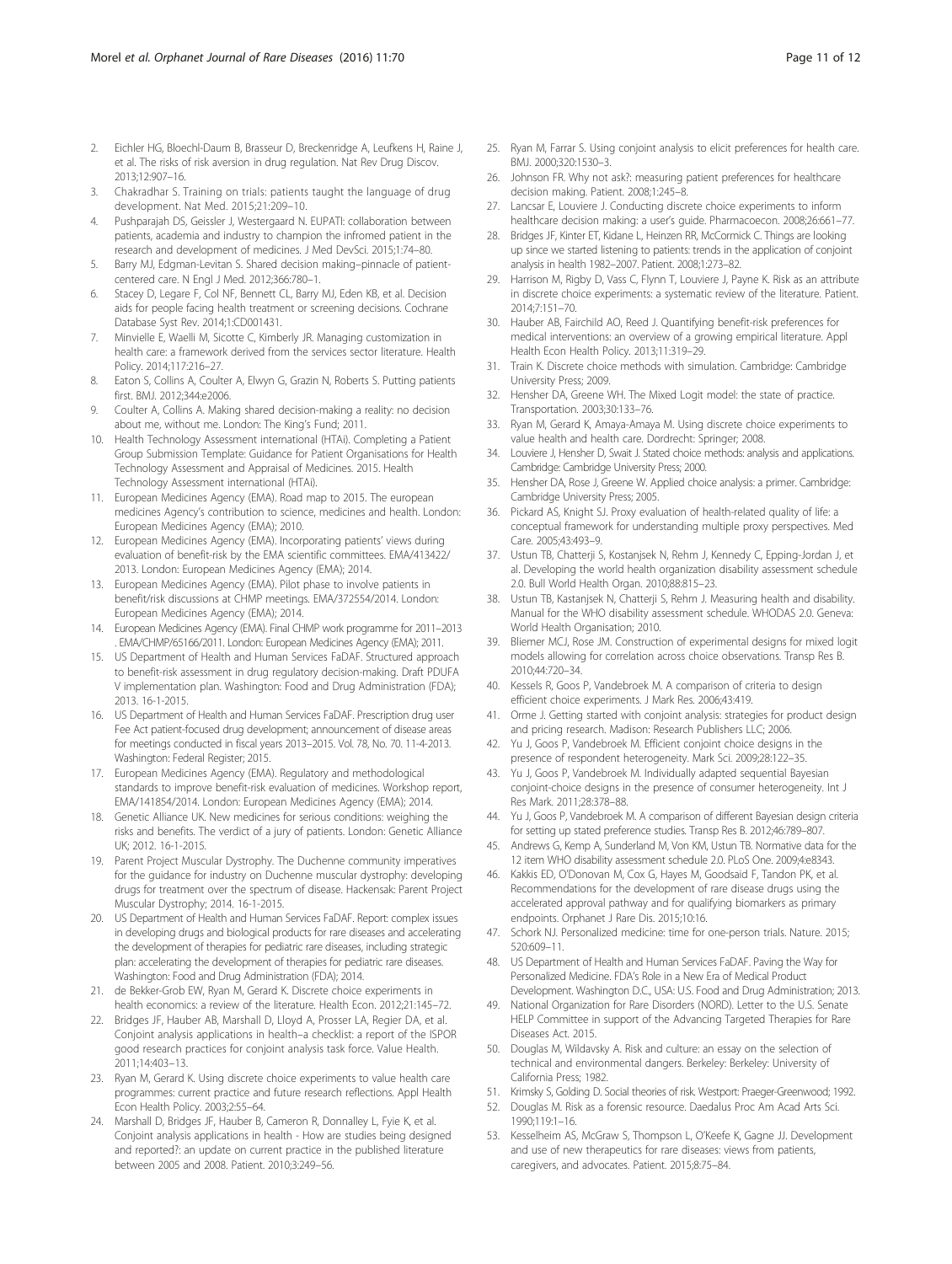2. Eichler HG, Bloechl-Daum B, Brasseur D, Breckenridge A, Leufkens H, Raine J, et al. The risks of risk aversion in drug regulation. Nat Rev Drug Discov. 2013;12:907–16.
3. Chakradhar S. Training on trials: patients taught the language of drug development. Nat Med. 2015;21:209–10.
4. Pushparajah DS, Geissler J, Westergaard N. EUPATI: collaboration between patients, academia and industry to champion the infromed patient in the research and development of medicines. J Med DevSci. 2015;1:74–80.
5. Barry MJ, Edgman-Levitan S. Shared decision making–pinnacle of patient-centered care. N Engl J Med. 2012;366:780–1.
6. Stacey D, Legare F, Col NF, Bennett CL, Barry MJ, Eden KB, et al. Decision aids for people facing health treatment or screening decisions. Cochrane Database Syst Rev. 2014;1:CD001431.
7. Minvielle E, Waelli M, Sicotte C, Kimberly JR. Managing customization in health care: a framework derived from the services sector literature. Health Policy. 2014;117:216–27.
8. Eaton S, Collins A, Coulter A, Elwyn G, Grazin N, Roberts S. Putting patients first. BMJ. 2012;344:e2006.
9. Coulter A, Collins A. Making shared decision-making a reality: no decision about me, without me. London: The King's Fund; 2011.
10. Health Technology Assessment international (HTAi). Completing a Patient Group Submission Template: Guidance for Patient Organisations for Health Technology Assessment and Appraisal of Medicines. 2015. Health Technology Assessment international (HTAi).
11. European Medicines Agency (EMA). Road map to 2015. The european medicines Agency's contribution to science, medicines and health. London: European Medicines Agency (EMA); 2010.
12. European Medicines Agency (EMA). Incorporating patients' views during evaluation of benefit-risk by the EMA scientific committees. EMA/413422/2013. London: European Medicines Agency (EMA); 2014.
13. European Medicines Agency (EMA). Pilot phase to involve patients in benefit/risk discussions at CHMP meetings. EMA/372554/2014. London: European Medicines Agency (EMA); 2014.
14. European Medicines Agency (EMA). Final CHMP work programme for 2011–2013 . EMA/CHMP/65166/2011. London: European Medicines Agency (EMA); 2011.
15. US Department of Health and Human Services FaDAF. Structured approach to benefit-risk assessment in drug regulatory decision-making. Draft PDUFA V implementation plan. Washington: Food and Drug Administration (FDA); 2013. 16-1-2015.
16. US Department of Health and Human Services FaDAF. Prescription drug user Fee Act patient-focused drug development; announcement of disease areas for meetings conducted in fiscal years 2013–2015. Vol. 78, No. 70. 11-4-2013. Washington: Federal Register; 2015.
17. European Medicines Agency (EMA). Regulatory and methodological standards to improve benefit-risk evaluation of medicines. Workshop report, EMA/141854/2014. London: European Medicines Agency (EMA); 2014.
18. Genetic Alliance UK. New medicines for serious conditions: weighing the risks and benefits. The verdict of a jury of patients. London: Genetic Alliance UK; 2012. 16-1-2015.
19. Parent Project Muscular Dystrophy. The Duchenne community imperatives for the guidance for industry on Duchenne muscular dystrophy: developing drugs for treatment over the spectrum of disease. Hackensak: Parent Project Muscular Dystrophy; 2014. 16-1-2015.
20. US Department of Health and Human Services FaDAF. Report: complex issues in developing drugs and biological products for rare diseases and accelerating the development of therapies for pediatric rare diseases, including strategic plan: accelerating the development of therapies for pediatric rare diseases. Washington: Food and Drug Administration (FDA); 2014.
21. de Bekker-Grob EW, Ryan M, Gerard K. Discrete choice experiments in health economics: a review of the literature. Health Econ. 2012;21:145–72.
22. Bridges JF, Hauber AB, Marshall D, Lloyd A, Prosser LA, Regier DA, et al. Conjoint analysis applications in health–a checklist: a report of the ISPOR good research practices for conjoint analysis task force. Value Health. 2011;14:403–13.
23. Ryan M, Gerard K. Using discrete choice experiments to value health care programmes: current practice and future research reflections. Appl Health Econ Health Policy. 2003;2:55–64.
24. Marshall D, Bridges JF, Hauber B, Cameron R, Donnalley L, Fyie K, et al. Conjoint analysis applications in health - How are studies being designed and reported?: an update on current practice in the published literature between 2005 and 2008. Patient. 2010;3:249–56.
25. Ryan M, Farrar S. Using conjoint analysis to elicit preferences for health care. BMJ. 2000;320:1530–3.
26. Johnson FR. Why not ask?: measuring patient preferences for healthcare decision making. Patient. 2008;1:245–8.
27. Lancsar E, Louviere J. Conducting discrete choice experiments to inform healthcare decision making: a user's guide. Pharmacoecon. 2008;26:661–77.
28. Bridges JF, Kinter ET, Kidane L, Heinzen RR, McCormick C. Things are looking up since we started listening to patients: trends in the application of conjoint analysis in health 1982–2007. Patient. 2008;1:273–82.
29. Harrison M, Rigby D, Vass C, Flynn T, Louviere J, Payne K. Risk as an attribute in discrete choice experiments: a systematic review of the literature. Patient. 2014;7:151–70.
30. Hauber AB, Fairchild AO, Reed J. Quantifying benefit-risk preferences for medical interventions: an overview of a growing empirical literature. Appl Health Econ Health Policy. 2013;11:319–29.
31. Train K. Discrete choice methods with simulation. Cambridge: Cambridge University Press; 2009.
32. Hensher DA, Greene WH. The Mixed Logit model: the state of practice. Transportation. 2003;30:133–76.
33. Ryan M, Gerard K, Amaya-Amaya M. Using discrete choice experiments to value health and health care. Dordrecht: Springer; 2008.
34. Louviere J, Hensher D, Swait J. Stated choice methods: analysis and applications. Cambridge: Cambridge University Press; 2000.
35. Hensher DA, Rose J, Greene W. Applied choice analysis: a primer. Cambridge: Cambridge University Press; 2005.
36. Pickard AS, Knight SJ. Proxy evaluation of health-related quality of life: a conceptual framework for understanding multiple proxy perspectives. Med Care. 2005;43:493–9.
37. Ustun TB, Chatterji S, Kostanjsek N, Rehm J, Kennedy C, Epping-Jordan J, et al. Developing the world health organization disability assessment schedule 2.0. Bull World Health Organ. 2010;88:815–23.
38. Ustun TB, Kastanjsek N, Chatterji S, Rehm J. Measuring health and disability. Manual for the WHO disability assessment schedule. WHODAS 2.0. Geneva: World Health Organisation; 2010.
39. Bliemer MCJ, Rose JM. Construction of experimental designs for mixed logit models allowing for correlation across choice observations. Transp Res B. 2010;44:720–34.
40. Kessels R, Goos P, Vandebroek M. A comparison of criteria to design efficient choice experiments. J Mark Res. 2006;43:419.
41. Orme J. Getting started with conjoint analysis: strategies for product design and pricing research. Madison: Research Publishers LLC; 2006.
42. Yu J, Goos P, Vandebroek M. Efficient conjoint choice designs in the presence of respondent heterogeneity. Mark Sci. 2009;28:122–35.
43. Yu J, Goos P, Vandebroek M. Individually adapted sequential Bayesian conjoint-choice designs in the presence of consumer heterogeneity. Int J Res Mark. 2011;28:378–88.
44. Yu J, Goos P, Vandebroek M. A comparison of different Bayesian design criteria for setting up stated preference studies. Transp Res B. 2012;46:789–807.
45. Andrews G, Kemp A, Sunderland M, Von KM, Ustun TB. Normative data for the 12 item WHO disability assessment schedule 2.0. PLoS One. 2009;4:e8343.
46. Kakkis ED, O'Donovan M, Cox G, Hayes M, Goodsaid F, Tandon PK, et al. Recommendations for the development of rare disease drugs using the accelerated approval pathway and for qualifying biomarkers as primary endpoints. Orphanet J Rare Dis. 2015;10:16.
47. Schork NJ. Personalized medicine: time for one-person trials. Nature. 2015; 520:609–11.
48. US Department of Health and Human Services FaDAF. Paving the Way for Personalized Medicine. FDA's Role in a New Era of Medical Product Development. Washington D.C., USA: U.S. Food and Drug Administration; 2013.
49. National Organization for Rare Disorders (NORD). Letter to the U.S. Senate HELP Committee in support of the Advancing Targeted Therapies for Rare Diseases Act. 2015.
50. Douglas M, Wildavsky A. Risk and culture: an essay on the selection of technical and environmental dangers. Berkeley: Berkeley: University of California Press; 1982.
51. Krimsky S, Golding D. Social theories of risk. Westport: Praeger-Greenwood; 1992.
52. Douglas M. Risk as a forensic resource. Daedalus Proc Am Acad Arts Sci. 1990;119:1–16.
53. Kesselheim AS, McGraw S, Thompson L, O'Keefe K, Gagne JJ. Development and use of new therapeutics for rare diseases: views from patients, caregivers, and advocates. Patient. 2015;8:75–84.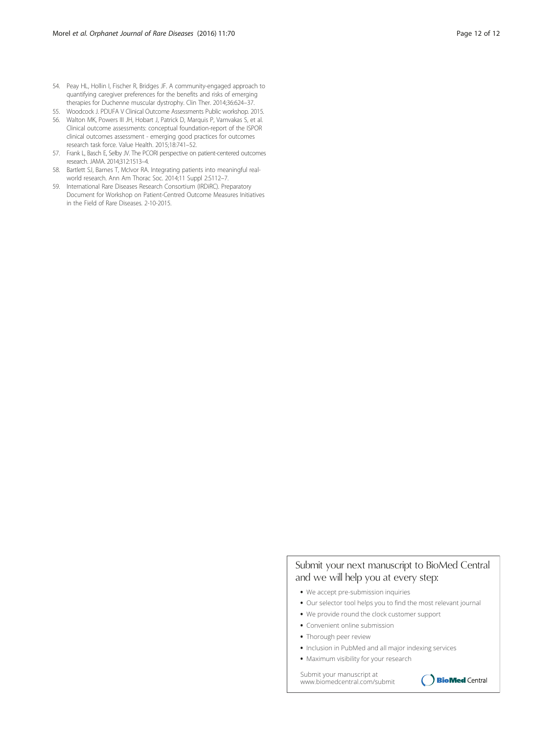54. Peay HL, Hollin I, Fischer R, Bridges JF. A community-engaged approach to quantifying caregiver preferences for the benefits and risks of emerging therapies for Duchenne muscular dystrophy. Clin Ther. 2014;36:624–37.
55. Woodcock J. PDUFA V Clinical Outcome Assessments Public workshop. 2015.
56. Walton MK, Powers III JH, Hobart J, Patrick D, Marquis P, Vamvakas S, et al. Clinical outcome assessments: conceptual foundation-report of the ISPOR clinical outcomes assessment - emerging good practices for outcomes research task force. Value Health. 2015;18:741–52.
57. Frank L, Basch E, Selby JV. The PCORI perspective on patient-centered outcomes research. JAMA. 2014;312:1513–4.
58. Bartlett SJ, Barnes T, McIvor RA. Integrating patients into meaningful real-world research. Ann Am Thorac Soc. 2014;11 Suppl 2:S112–7.
59. International Rare Diseases Research Consortium (IRDiRC). Preparatory Document for Workshop on Patient-Centred Outcome Measures Initiatives in the Field of Rare Diseases. 2-10-2015.

Submit your next manuscript to BioMed Central and we will help you at every step:

- We accept pre-submission inquiries
- Our selector tool helps you to find the most relevant journal
- We provide round the clock customer support
- Convenient online submission
- Thorough peer review
- Inclusion in PubMed and all major indexing services
- Maximum visibility for your research

Submit your manuscript at www.biomedcentral.com/submit

BioMed Central